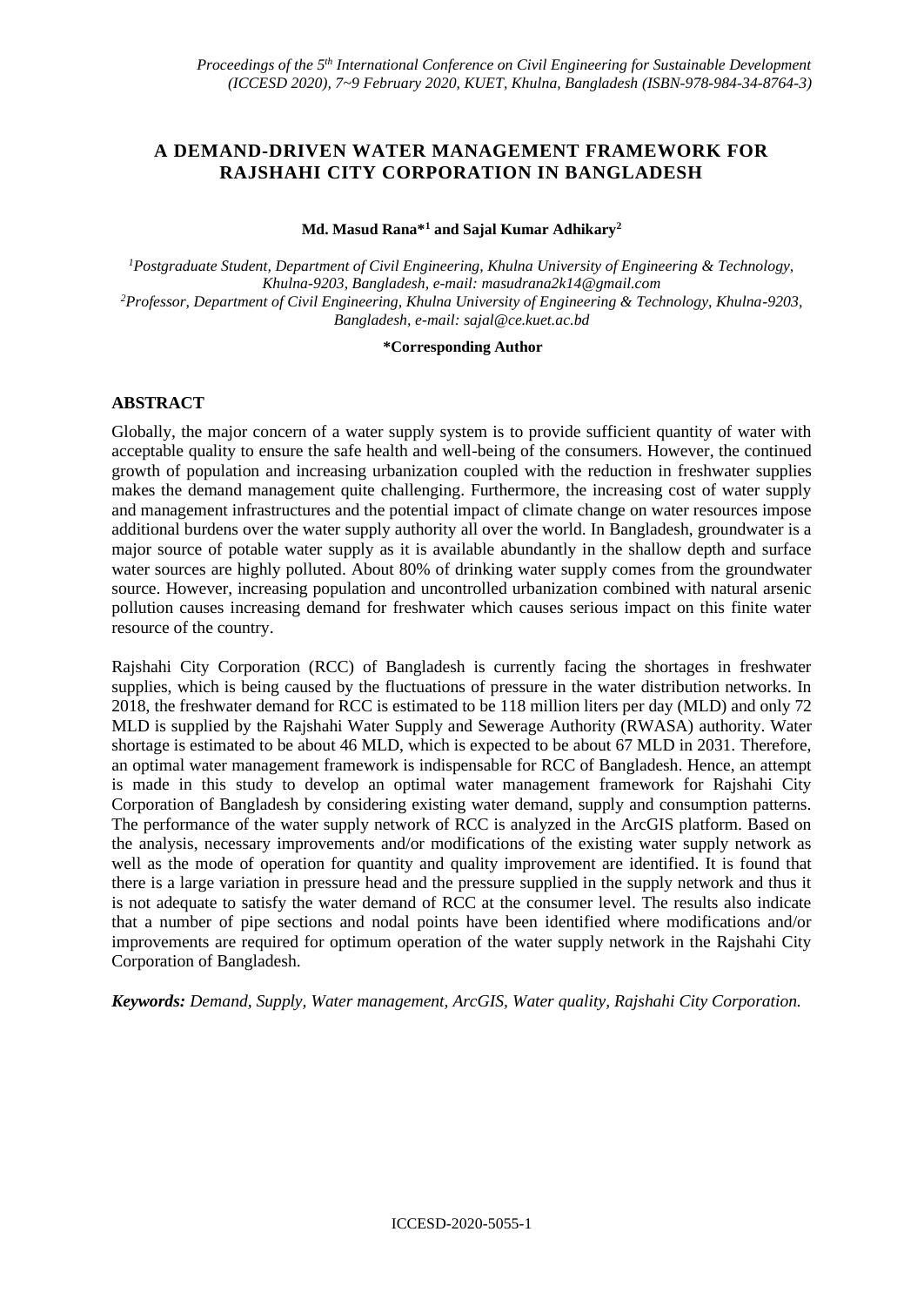# A DEMAND-DRIVEN WATER MANAGEMENT FRAMEWORK FOR RAJSHAHI CITY CORPORATION IN BANGLADESH

**Md. Masud Rana*[1] and Sajal Kumar Adhikary[2]**

[1]Postgraduate Student, Department of Civil Engineering, Khulna University of Engineering & Technology, Khulna-9203, Bangladesh, e-mail: masudrana2k14@gmail.com
[2]Professor, Department of Civil Engineering, Khulna University of Engineering & Technology, Khulna-9203, Bangladesh, e-mail: sajal@ce.kuet.ac.bd

**\*Corresponding Author**

## ABSTRACT

Globally, the major concern of a water supply system is to provide sufficient quantity of water with acceptable quality to ensure the safe health and well-being of the consumers. However, the continued growth of population and increasing urbanization coupled with the reduction in freshwater supplies makes the demand management quite challenging. Furthermore, the increasing cost of water supply and management infrastructures and the potential impact of climate change on water resources impose additional burdens over the water supply authority all over the world. In Bangladesh, groundwater is a major source of potable water supply as it is available abundantly in the shallow depth and surface water sources are highly polluted. About 80% of drinking water supply comes from the groundwater source. However, increasing population and uncontrolled urbanization combined with natural arsenic pollution causes increasing demand for freshwater which causes serious impact on this finite water resource of the country.

Rajshahi City Corporation (RCC) of Bangladesh is currently facing the shortages in freshwater supplies, which is being caused by the fluctuations of pressure in the water distribution networks. In 2018, the freshwater demand for RCC is estimated to be 118 million liters per day (MLD) and only 72 MLD is supplied by the Rajshahi Water Supply and Sewerage Authority (RWASA) authority. Water shortage is estimated to be about 46 MLD, which is expected to be about 67 MLD in 2031. Therefore, an optimal water management framework is indispensable for RCC of Bangladesh. Hence, an attempt is made in this study to develop an optimal water management framework for Rajshahi City Corporation of Bangladesh by considering existing water demand, supply and consumption patterns. The performance of the water supply network of RCC is analyzed in the ArcGIS platform. Based on the analysis, necessary improvements and/or modifications of the existing water supply network as well as the mode of operation for quantity and quality improvement are identified. It is found that there is a large variation in pressure head and the pressure supplied in the supply network and thus it is not adequate to satisfy the water demand of RCC at the consumer level. The results also indicate that a number of pipe sections and nodal points have been identified where modifications and/or improvements are required for optimum operation of the water supply network in the Rajshahi City Corporation of Bangladesh.

***Keywords:*** *Demand, Supply, Water management, ArcGIS, Water quality, Rajshahi City Corporation.*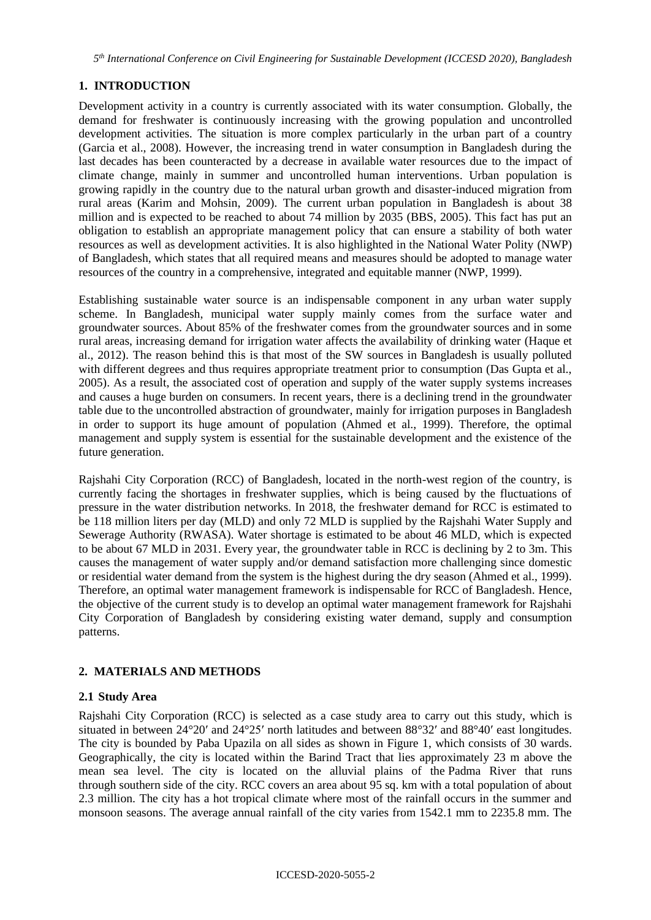## 1. INTRODUCTION

Development activity in a country is currently associated with its water consumption. Globally, the demand for freshwater is continuously increasing with the growing population and uncontrolled development activities. The situation is more complex particularly in the urban part of a country (Garcia et al., 2008). However, the increasing trend in water consumption in Bangladesh during the last decades has been counteracted by a decrease in available water resources due to the impact of climate change, mainly in summer and uncontrolled human interventions. Urban population is growing rapidly in the country due to the natural urban growth and disaster-induced migration from rural areas (Karim and Mohsin, 2009). The current urban population in Bangladesh is about 38 million and is expected to be reached to about 74 million by 2035 (BBS, 2005). This fact has put an obligation to establish an appropriate management policy that can ensure a stability of both water resources as well as development activities. It is also highlighted in the National Water Polity (NWP) of Bangladesh, which states that all required means and measures should be adopted to manage water resources of the country in a comprehensive, integrated and equitable manner (NWP, 1999).

Establishing sustainable water source is an indispensable component in any urban water supply scheme. In Bangladesh, municipal water supply mainly comes from the surface water and groundwater sources. About 85% of the freshwater comes from the groundwater sources and in some rural areas, increasing demand for irrigation water affects the availability of drinking water (Haque et al., 2012). The reason behind this is that most of the SW sources in Bangladesh is usually polluted with different degrees and thus requires appropriate treatment prior to consumption (Das Gupta et al., 2005). As a result, the associated cost of operation and supply of the water supply systems increases and causes a huge burden on consumers. In recent years, there is a declining trend in the groundwater table due to the uncontrolled abstraction of groundwater, mainly for irrigation purposes in Bangladesh in order to support its huge amount of population (Ahmed et al., 1999). Therefore, the optimal management and supply system is essential for the sustainable development and the existence of the future generation.

Rajshahi City Corporation (RCC) of Bangladesh, located in the north-west region of the country, is currently facing the shortages in freshwater supplies, which is being caused by the fluctuations of pressure in the water distribution networks. In 2018, the freshwater demand for RCC is estimated to be 118 million liters per day (MLD) and only 72 MLD is supplied by the Rajshahi Water Supply and Sewerage Authority (RWASA). Water shortage is estimated to be about 46 MLD, which is expected to be about 67 MLD in 2031. Every year, the groundwater table in RCC is declining by 2 to 3m. This causes the management of water supply and/or demand satisfaction more challenging since domestic or residential water demand from the system is the highest during the dry season (Ahmed et al., 1999). Therefore, an optimal water management framework is indispensable for RCC of Bangladesh. Hence, the objective of the current study is to develop an optimal water management framework for Rajshahi City Corporation of Bangladesh by considering existing water demand, supply and consumption patterns.

## 2. MATERIALS AND METHODS

### 2.1 Study Area

Rajshahi City Corporation (RCC) is selected as a case study area to carry out this study, which is situated in between 24°20′ and 24°25′ north latitudes and between 88°32′ and 88°40′ east longitudes. The city is bounded by Paba Upazila on all sides as shown in Figure 1, which consists of 30 wards. Geographically, the city is located within the Barind Tract that lies approximately 23 m above the mean sea level. The city is located on the alluvial plains of the Padma River that runs through southern side of the city. RCC covers an area about 95 sq. km with a total population of about 2.3 million. The city has a hot tropical climate where most of the rainfall occurs in the summer and monsoon seasons. The average annual rainfall of the city varies from 1542.1 mm to 2235.8 mm. The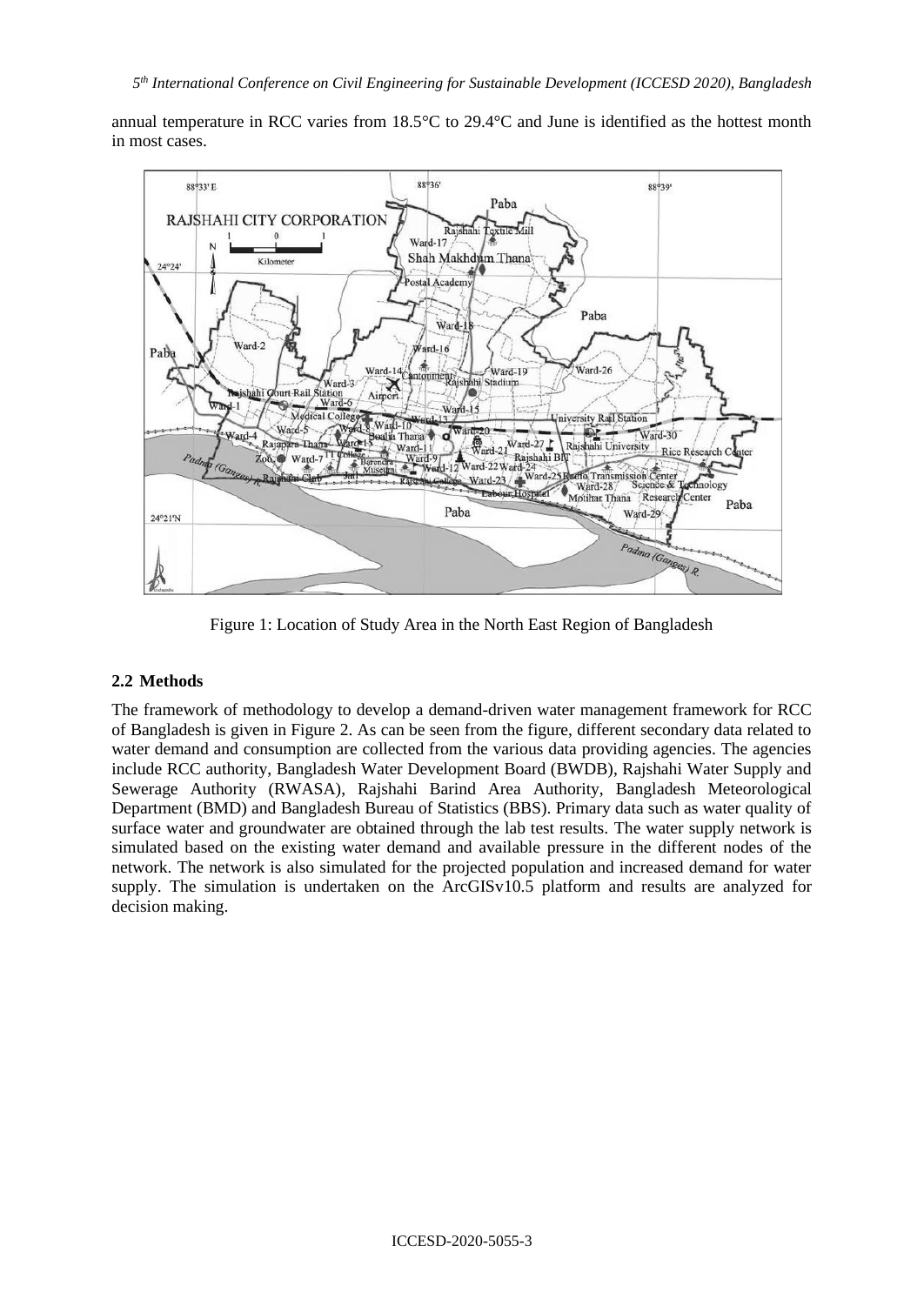annual temperature in RCC varies from 18.5°C to 29.4°C and June is identified as the hottest month in most cases.

Figure 1: Location of Study Area in the North East Region of Bangladesh

## 2.2 Methods

The framework of methodology to develop a demand-driven water management framework for RCC of Bangladesh is given in Figure 2. As can be seen from the figure, different secondary data related to water demand and consumption are collected from the various data providing agencies. The agencies include RCC authority, Bangladesh Water Development Board (BWDB), Rajshahi Water Supply and Sewerage Authority (RWASA), Rajshahi Barind Area Authority, Bangladesh Meteorological Department (BMD) and Bangladesh Bureau of Statistics (BBS). Primary data such as water quality of surface water and groundwater are obtained through the lab test results. The water supply network is simulated based on the existing water demand and available pressure in the different nodes of the network. The network is also simulated for the projected population and increased demand for water supply. The simulation is undertaken on the ArcGISv10.5 platform and results are analyzed for decision making.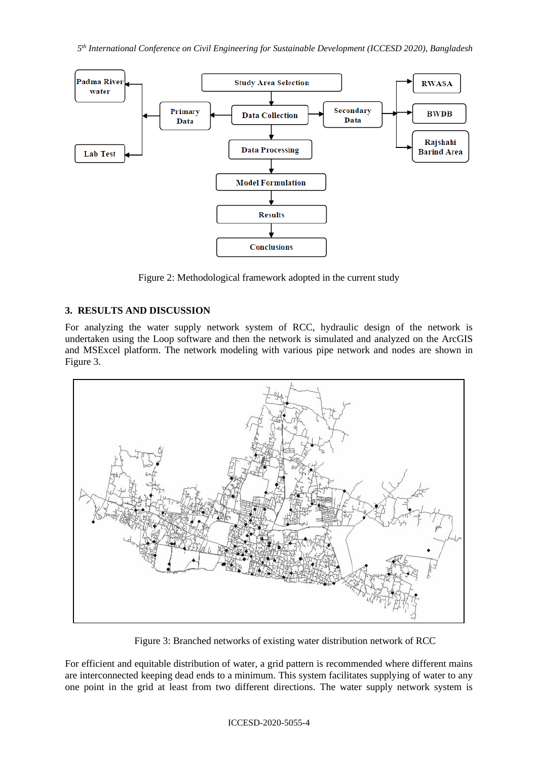Figure 2: Methodological framework adopted in the current study

## 3. RESULTS AND DISCUSSION

For analyzing the water supply network system of RCC, hydraulic design of the network is undertaken using the Loop software and then the network is simulated and analyzed on the ArcGIS and MSExcel platform. The network modeling with various pipe network and nodes are shown in Figure 3.

Figure 3: Branched networks of existing water distribution network of RCC

For efficient and equitable distribution of water, a grid pattern is recommended where different mains are interconnected keeping dead ends to a minimum. This system facilitates supplying of water to any one point in the grid at least from two different directions. The water supply network system is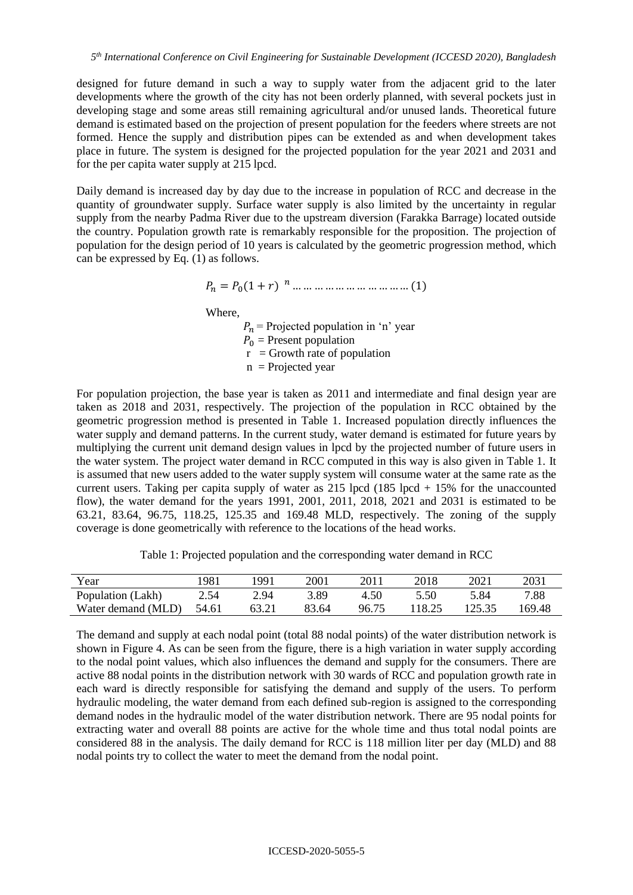designed for future demand in such a way to supply water from the adjacent grid to the later developments where the growth of the city has not been orderly planned, with several pockets just in developing stage and some areas still remaining agricultural and/or unused lands. Theoretical future demand is estimated based on the projection of present population for the feeders where streets are not formed. Hence the supply and distribution pipes can be extended as and when development takes place in future. The system is designed for the projected population for the year 2021 and 2031 and for the per capita water supply at 215 lpcd.

Daily demand is increased day by day due to the increase in population of RCC and decrease in the quantity of groundwater supply. Surface water supply is also limited by the uncertainty in regular supply from the nearby Padma River due to the upstream diversion (Farakka Barrage) located outside the country. Population growth rate is remarkably responsible for the proposition. The projection of population for the design period of 10 years is calculated by the geometric progression method, which can be expressed by Eq. (1) as follows.

$$P_n = P_0(1 + r)^{\ n} \qquad (1)$$

Where,

$P_n$ = Projected population in 'n' year
$P_0$ = Present population
r = Growth rate of population
n = Projected year

For population projection, the base year is taken as 2011 and intermediate and final design year are taken as 2018 and 2031, respectively. The projection of the population in RCC obtained by the geometric progression method is presented in Table 1. Increased population directly influences the water supply and demand patterns. In the current study, water demand is estimated for future years by multiplying the current unit demand design values in lpcd by the projected number of future users in the water system. The project water demand in RCC computed in this way is also given in Table 1. It is assumed that new users added to the water supply system will consume water at the same rate as the current users. Taking per capita supply of water as 215 lpcd (185 lpcd + 15% for the unaccounted flow), the water demand for the years 1991, 2001, 2011, 2018, 2021 and 2031 is estimated to be 63.21, 83.64, 96.75, 118.25, 125.35 and 169.48 MLD, respectively. The zoning of the supply coverage is done geometrically with reference to the locations of the head works.

Table 1: Projected population and the corresponding water demand in RCC

| Year | 1981 | 1991 | 2001 | 2011 | 2018 | 2021 | 2031 |
|---|---|---|---|---|---|---|---|
| Population (Lakh) | 2.54 | 2.94 | 3.89 | 4.50 | 5.50 | 5.84 | 7.88 |
| Water demand (MLD) | 54.61 | 63.21 | 83.64 | 96.75 | 118.25 | 125.35 | 169.48 |

The demand and supply at each nodal point (total 88 nodal points) of the water distribution network is shown in Figure 4. As can be seen from the figure, there is a high variation in water supply according to the nodal point values, which also influences the demand and supply for the consumers. There are active 88 nodal points in the distribution network with 30 wards of RCC and population growth rate in each ward is directly responsible for satisfying the demand and supply of the users. To perform hydraulic modeling, the water demand from each defined sub-region is assigned to the corresponding demand nodes in the hydraulic model of the water distribution network. There are 95 nodal points for extracting water and overall 88 points are active for the whole time and thus total nodal points are considered 88 in the analysis. The daily demand for RCC is 118 million liter per day (MLD) and 88 nodal points try to collect the water to meet the demand from the nodal point.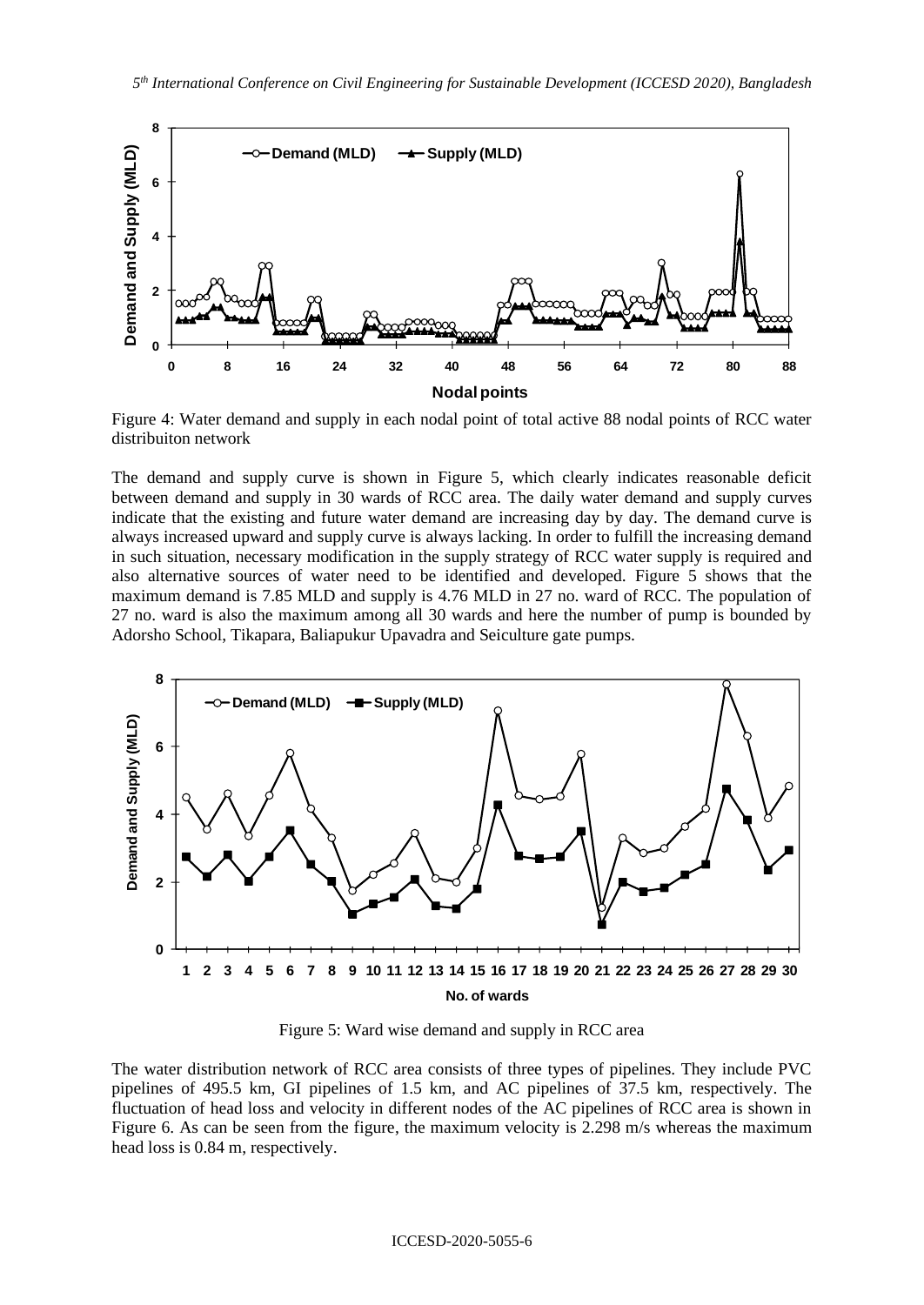Figure 4: Water demand and supply in each nodal point of total active 88 nodal points of RCC water distribuiton network

The demand and supply curve is shown in Figure 5, which clearly indicates reasonable deficit between demand and supply in 30 wards of RCC area. The daily water demand and supply curves indicate that the existing and future water demand are increasing day by day. The demand curve is always increased upward and supply curve is always lacking. In order to fulfill the increasing demand in such situation, necessary modification in the supply strategy of RCC water supply is required and also alternative sources of water need to be identified and developed. Figure 5 shows that the maximum demand is 7.85 MLD and supply is 4.76 MLD in 27 no. ward of RCC. The population of 27 no. ward is also the maximum among all 30 wards and here the number of pump is bounded by Adorsho School, Tikapara, Baliapukur Upavadra and Seiculture gate pumps.

Figure 5: Ward wise demand and supply in RCC area

The water distribution network of RCC area consists of three types of pipelines. They include PVC pipelines of 495.5 km, GI pipelines of 1.5 km, and AC pipelines of 37.5 km, respectively. The fluctuation of head loss and velocity in different nodes of the AC pipelines of RCC area is shown in Figure 6. As can be seen from the figure, the maximum velocity is 2.298 m/s whereas the maximum head loss is 0.84 m, respectively.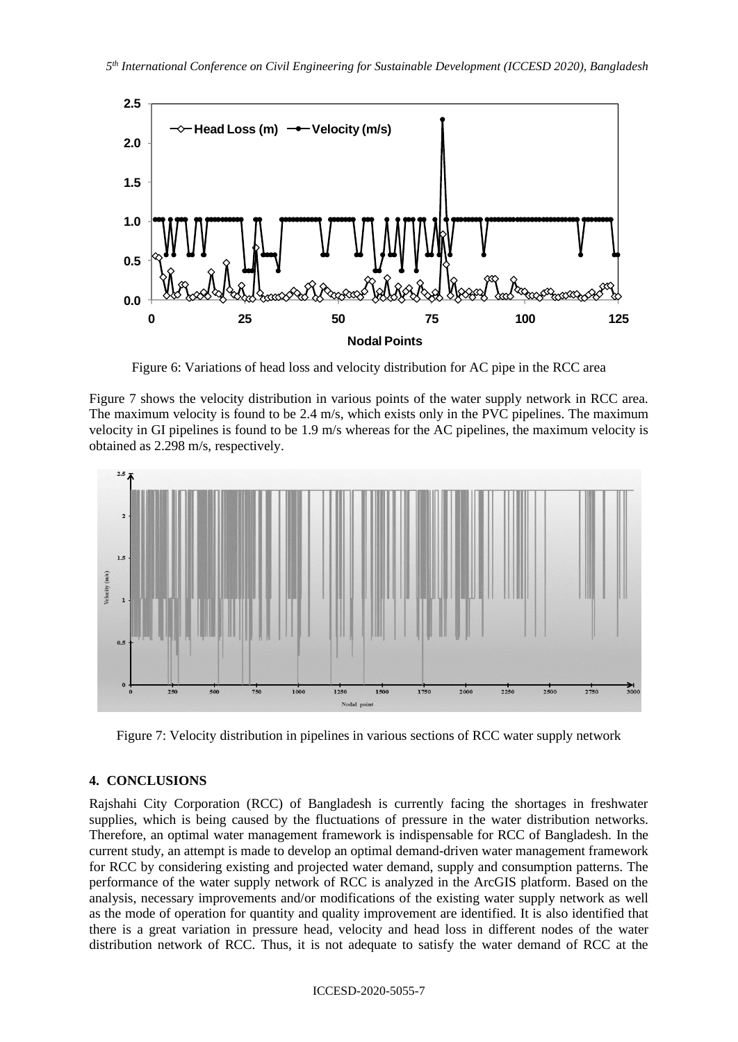Figure 6: Variations of head loss and velocity distribution for AC pipe in the RCC area

Figure 7 shows the velocity distribution in various points of the water supply network in RCC area. The maximum velocity is found to be 2.4 m/s, which exists only in the PVC pipelines. The maximum velocity in GI pipelines is found to be 1.9 m/s whereas for the AC pipelines, the maximum velocity is obtained as 2.298 m/s, respectively.

Figure 7: Velocity distribution in pipelines in various sections of RCC water supply network

## 4. CONCLUSIONS

Rajshahi City Corporation (RCC) of Bangladesh is currently facing the shortages in freshwater supplies, which is being caused by the fluctuations of pressure in the water distribution networks. Therefore, an optimal water management framework is indispensable for RCC of Bangladesh. In the current study, an attempt is made to develop an optimal demand-driven water management framework for RCC by considering existing and projected water demand, supply and consumption patterns. The performance of the water supply network of RCC is analyzed in the ArcGIS platform. Based on the analysis, necessary improvements and/or modifications of the existing water supply network as well as the mode of operation for quantity and quality improvement are identified. It is also identified that there is a great variation in pressure head, velocity and head loss in different nodes of the water distribution network of RCC. Thus, it is not adequate to satisfy the water demand of RCC at the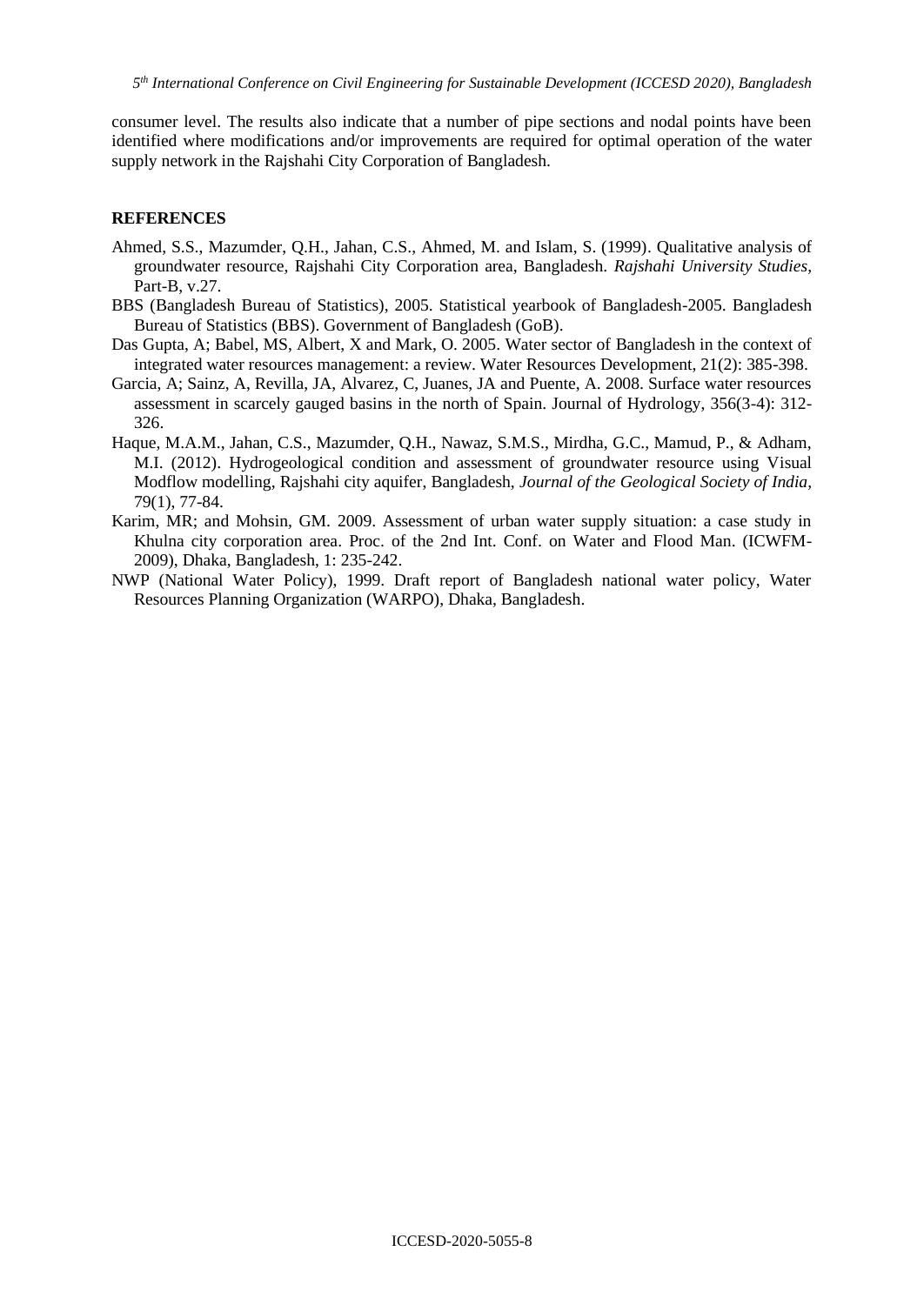consumer level. The results also indicate that a number of pipe sections and nodal points have been identified where modifications and/or improvements are required for optimal operation of the water supply network in the Rajshahi City Corporation of Bangladesh.

## REFERENCES

Ahmed, S.S., Mazumder, Q.H., Jahan, C.S., Ahmed, M. and Islam, S. (1999). Qualitative analysis of groundwater resource, Rajshahi City Corporation area, Bangladesh. *Rajshahi University Studies*, Part-B, v.27.

BBS (Bangladesh Bureau of Statistics), 2005. Statistical yearbook of Bangladesh-2005. Bangladesh Bureau of Statistics (BBS). Government of Bangladesh (GoB).

Das Gupta, A; Babel, MS, Albert, X and Mark, O. 2005. Water sector of Bangladesh in the context of integrated water resources management: a review. Water Resources Development, 21(2): 385-398.

Garcia, A; Sainz, A, Revilla, JA, Alvarez, C, Juanes, JA and Puente, A. 2008. Surface water resources assessment in scarcely gauged basins in the north of Spain. Journal of Hydrology, 356(3-4): 312-326.

Haque, M.A.M., Jahan, C.S., Mazumder, Q.H., Nawaz, S.M.S., Mirdha, G.C., Mamud, P., & Adham, M.I. (2012). Hydrogeological condition and assessment of groundwater resource using Visual Modflow modelling, Rajshahi city aquifer, Bangladesh, *Journal of the Geological Society of India*, 79(1), 77-84.

Karim, MR; and Mohsin, GM. 2009. Assessment of urban water supply situation: a case study in Khulna city corporation area. Proc. of the 2nd Int. Conf. on Water and Flood Man. (ICWFM-2009), Dhaka, Bangladesh, 1: 235-242.

NWP (National Water Policy), 1999. Draft report of Bangladesh national water policy, Water Resources Planning Organization (WARPO), Dhaka, Bangladesh.